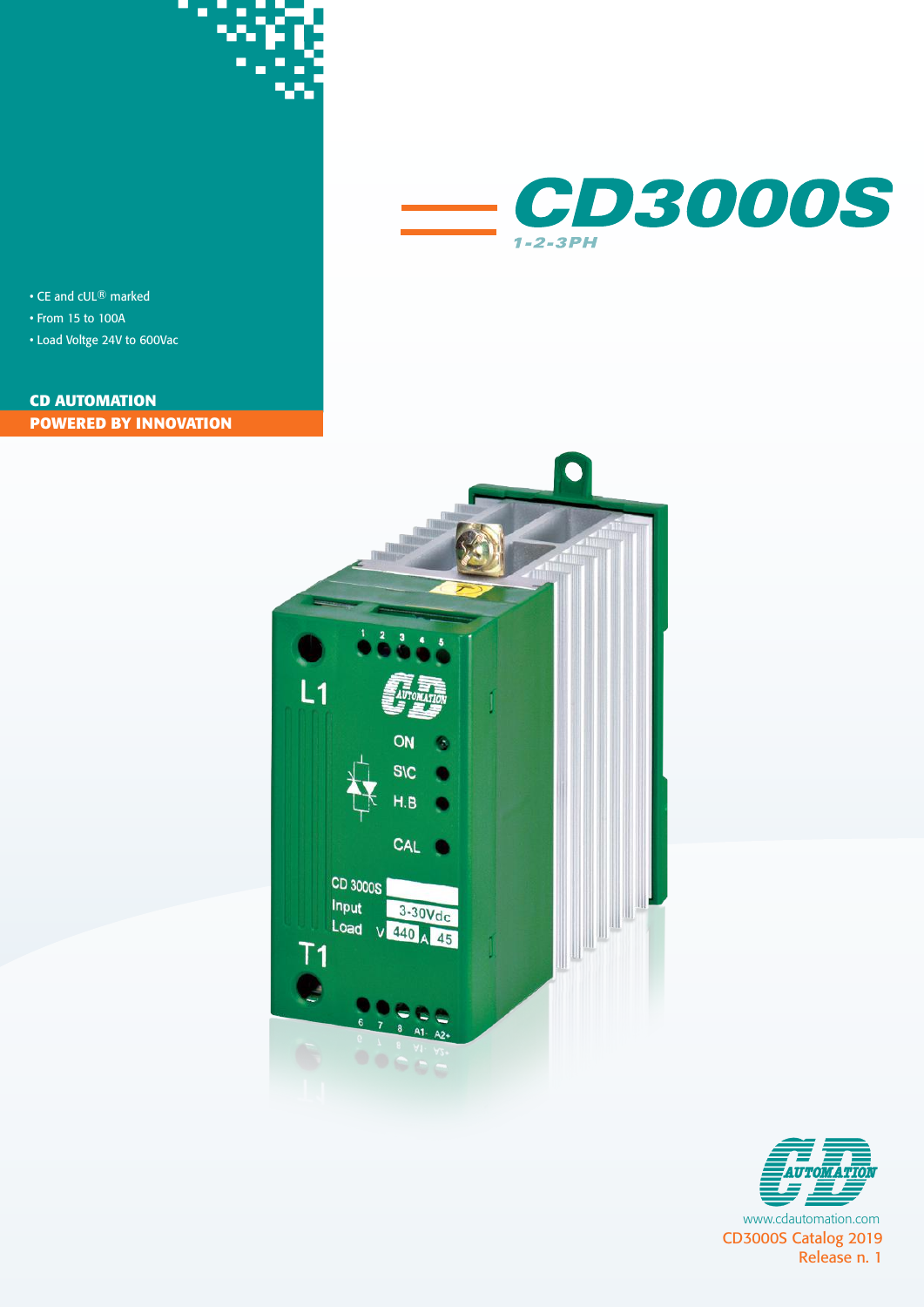# CD3000S

1-2-3PH

- CE and cUL® marked
- From 15 to 100A
- Load Voltge 24V to 600Vac

**CD AUTOMATION**

**POWERED BY INNOVATION**

www.cdautomation.com

CD3000S Catalog 2019

Release n. 1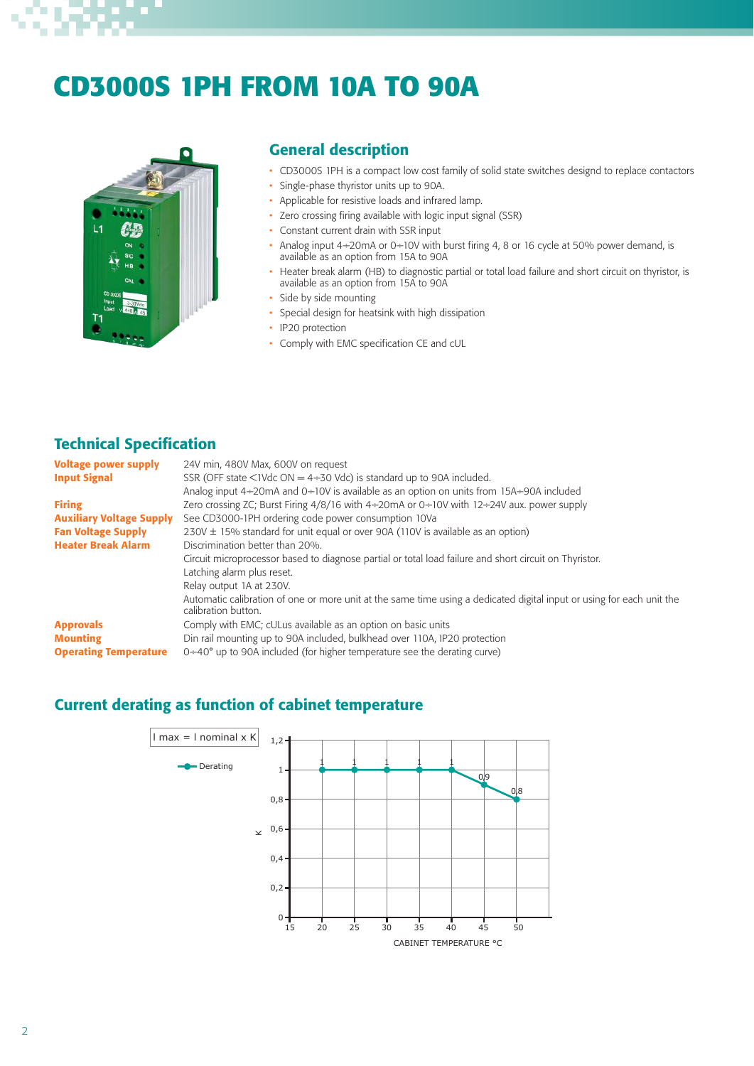# CD3000S 1PH FROM 10A TO 90A

## General description

- CD3000S 1PH is a compact low cost family of solid state switches designd to replace contactors
- Single-phase thyristor units up to 90A.
- Applicable for resistive loads and infrared lamp.
- Zero crossing firing available with logic input signal (SSR)
- Constant current drain with SSR input
- Analog input 4÷20mA or 0÷10V with burst firing 4, 8 or 16 cycle at 50% power demand, is available as an option from 15A to 90A
- Heater break alarm (HB) to diagnostic partial or total load failure and short circuit on thyristor, is available as an option from 15A to 90A
- Side by side mounting
- Special design for heatsink with high dissipation
- IP20 protection
- Comply with EMC specification CE and cUL

## Technical Specification

| | |
|---|---|
| **Voltage power supply** | 24V min, 480V Max, 600V on request |
| **Input Signal** | SSR (OFF state <1Vdc ON = 4÷30 Vdc) is standard up to 90A included. |
| | Analog input 4÷20mA and 0÷10V is available as an option on units from 15A÷90A included |
| **Firing** | Zero crossing ZC; Burst Firing 4/8/16 with 4÷20mA or 0÷10V with 12÷24V aux. power supply |
| **Auxiliary Voltage Supply** | See CD3000-1PH ordering code power consumption 10Va |
| **Fan Voltage Supply** | 230V ± 15% standard for unit equal or over 90A (110V is available as an option) |
| **Heater Break Alarm** | Discrimination better than 20%. |
| | Circuit microprocessor based to diagnose partial or total load failure and short circuit on Thyristor. |
| | Latching alarm plus reset. |
| | Relay output 1A at 230V. |
| | Automatic calibration of one or more unit at the same time using a dedicated digital input or using for each unit the calibration button. |
| **Approvals** | Comply with EMC; cULus available as an option on basic units |
| **Mounting** | Din rail mounting up to 90A included, bulkhead over 110A, IP20 protection |
| **Operating Temperature** | 0÷40° up to 90A included (for higher temperature see the derating curve) |

## Current derating as function of cabinet temperature

I max = I nominal x K

| Cabinet temperature °C | 20 | 25 | 30 | 35 | 40 | 45 | 50 |
|---|---|---|---|---|---|---|---|
| K (Derating) | 1 | 1 | 1 | 1 | 1 | 0,9 | 0,8 |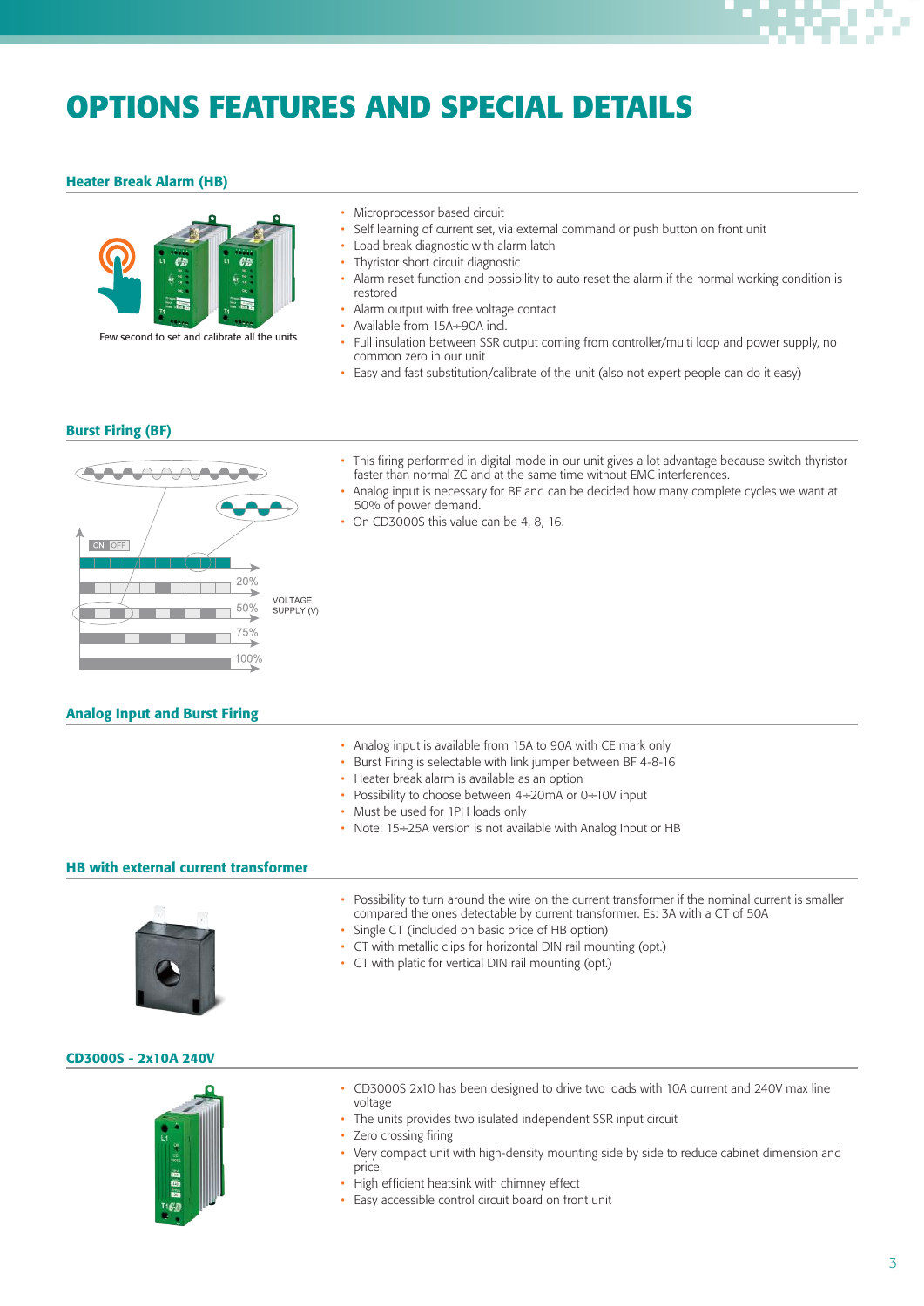# OPTIONS FEATURES AND SPECIAL DETAILS

## Heater Break Alarm (HB)

Few second to set and calibrate all the units

- Microprocessor based circuit
- Self learning of current set, via external command or push button on front unit
- Load break diagnostic with alarm latch
- Thyristor short circuit diagnostic
- Alarm reset function and possibility to auto reset the alarm if the normal working condition is restored
- Alarm output with free voltage contact
- Available from 15A÷90A incl.
- Full insulation between SSR output coming from controller/multi loop and power supply, no common zero in our unit
- Easy and fast substitution/calibrate of the unit (also not expert people can do it easy)

## Burst Firing (BF)

ON OFF

20%

50%

75%

100%

VOLTAGE SUPPLY (V)

- This firing performed in digital mode in our unit gives a lot advantage because switch thyristor faster than normal ZC and at the same time without EMC interferences.
- Analog input is necessary for BF and can be decided how many complete cycles we want at 50% of power demand.
- On CD3000S this value can be 4, 8, 16.

## Analog Input and Burst Firing

- Analog input is available from 15A to 90A with CE mark only
- Burst Firing is selectable with link jumper between BF 4-8-16
- Heater break alarm is available as an option
- Possibility to choose between 4÷20mA or 0÷10V input
- Must be used for 1PH loads only
- Note: 15÷25A version is not available with Analog Input or HB

## HB with external current transformer

- Possibility to turn around the wire on the current transformer if the nominal current is smaller compared the ones detectable by current transformer. Es: 3A with a CT of 50A
- Single CT (included on basic price of HB option)
- CT with metallic clips for horizontal DIN rail mounting (opt.)
- CT with platic for vertical DIN rail mounting (opt.)

## CD3000S - 2x10A 240V

- CD3000S 2x10 has been designed to drive two loads with 10A current and 240V max line voltage
- The units provides two isulated independent SSR input circuit
- Zero crossing firing
- Very compact unit with high-density mounting side by side to reduce cabinet dimension and price.
- High efficient heatsink with chimney effect
- Easy accessible control circuit board on front unit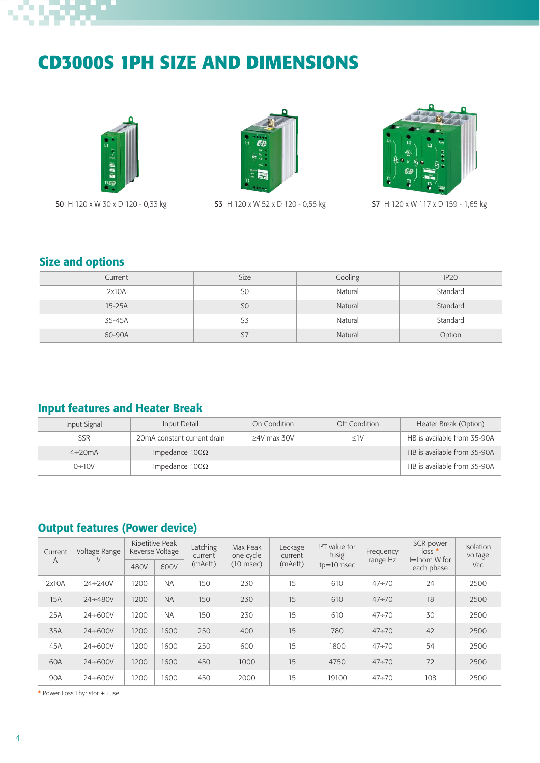# CD3000S 1PH SIZE AND DIMENSIONS

**S0** H 120 x W 30 x D 120 - 0,33 kg

**S3** H 120 x W 52 x D 120 - 0,55 kg

**S7** H 120 x W 117 x D 159 - 1,65 kg

## Size and options

| Current | Size | Cooling | IP20 |
|---|---|---|---|
| 2x10A | S0 | Natural | Standard |
| 15-25A | S0 | Natural | Standard |
| 35-45A | S3 | Natural | Standard |
| 60-90A | S7 | Natural | Option |

## Input features and Heater Break

| Input Signal | Input Detail | On Condition | Off Condition | Heater Break (Option) |
|---|---|---|---|---|
| SSR | 20mA constant current drain | ≥4V max 30V | ≤1V | HB is available from 35-90A |
| 4÷20mA | Impedance 100Ω | | | HB is available from 35-90A |
| 0÷10V | Impedance 100Ω | | | HB is available from 35-90A |

## Output features (Power device)

| Current A | Voltage Range V | Ripetitive Peak Reverse Voltage | | Latching current (mAeff) | Max Peak one cycle (10 msec) | Leckage current (mAeff) | $I^2T$ value for fusig tp=10msec | Frequency range Hz | SCR power loss * I=Inom W for each phase | Isolation voltage Vac |
|---|---|---|---|---|---|---|---|---|---|---|
| | | 480V | 600V | | | | | | | |
| 2x10A | 24÷240V | 1200 | NA | 150 | 230 | 15 | 610 | 47÷70 | 24 | 2500 |
| 15A | 24÷480V | 1200 | NA | 150 | 230 | 15 | 610 | 47÷70 | 18 | 2500 |
| 25A | 24÷600V | 1200 | NA | 150 | 230 | 15 | 610 | 47÷70 | 30 | 2500 |
| 35A | 24÷600V | 1200 | 1600 | 250 | 400 | 15 | 780 | 47÷70 | 42 | 2500 |
| 45A | 24÷600V | 1200 | 1600 | 250 | 600 | 15 | 1800 | 47÷70 | 54 | 2500 |
| 60A | 24÷600V | 1200 | 1600 | 450 | 1000 | 15 | 4750 | 47÷70 | 72 | 2500 |
| 90A | 24÷600V | 1200 | 1600 | 450 | 2000 | 15 | 19100 | 47÷70 | 108 | 2500 |

* Power Loss Thyristor + Fuse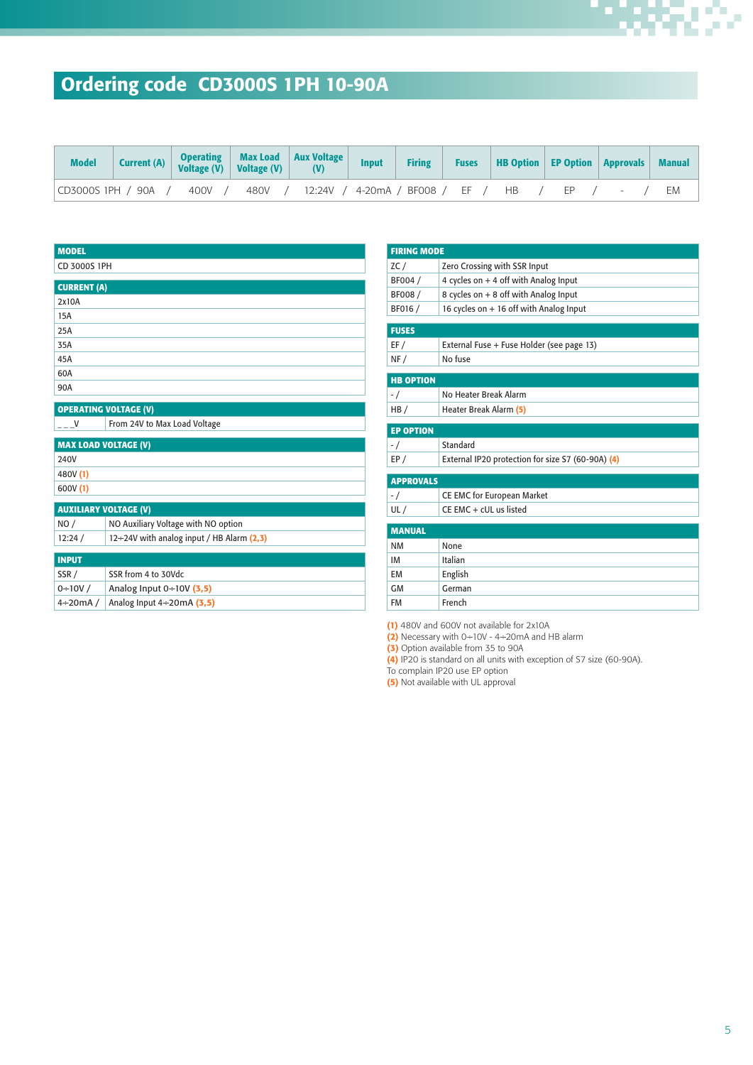# Ordering code CD3000S 1PH 10-90A

| Model | Current (A) | Operating Voltage (V) | Max Load Voltage (V) | Aux Voltage (V) | Input | Firing | Fuses | HB Option | EP Option | Approvals | Manual |
|---|---|---|---|---|---|---|---|---|---|---|---|
| CD3000S 1PH / | 90A / | 400V / | 480V / | 12:24V / | 4-20mA / | BF008 / | EF / | HB / | EP / | - / | EM |

| MODEL |
|---|
| CD 3000S 1PH |

| CURRENT (A) |
|---|
| 2x10A |
| 15A |
| 25A |
| 35A |
| 45A |
| 60A |
| 90A |

| OPERATING VOLTAGE (V) | |
|---|---|
| _ _ _V | From 24V to Max Load Voltage |

| MAX LOAD VOLTAGE (V) |
|---|
| 240V |
| 480V (1) |
| 600V (1) |

| AUXILIARY VOLTAGE (V) | |
|---|---|
| NO / | NO Auxiliary Voltage with NO option |
| 12:24 / | 12÷24V with analog input / HB Alarm (2,3) |

| INPUT | |
|---|---|
| SSR / | SSR from 4 to 30Vdc |
| 0÷10V / | Analog Input 0÷10V (3,5) |
| 4÷20mA / | Analog Input 4÷20mA (3,5) |

| FIRING MODE | |
|---|---|
| ZC / | Zero Crossing with SSR Input |
| BF004 / | 4 cycles on + 4 off with Analog Input |
| BF008 / | 8 cycles on + 8 off with Analog Input |
| BF016 / | 16 cycles on + 16 off with Analog Input |

| FUSES | |
|---|---|
| EF / | External Fuse + Fuse Holder (see page 13) |
| NF / | No fuse |

| HB OPTION | |
|---|---|
| - / | No Heater Break Alarm |
| HB / | Heater Break Alarm (5) |

| EP OPTION | |
|---|---|
| - / | Standard |
| EP / | External IP20 protection for size S7 (60-90A) (4) |

| APPROVALS | |
|---|---|
| - / | CE EMC for European Market |
| UL / | CE EMC + cUL us listed |

| MANUAL | |
|---|---|
| NM | None |
| IM | Italian |
| EM | English |
| GM | German |
| FM | French |

(1) 480V and 600V not available for 2x10A
(2) Necessary with 0÷10V - 4÷20mA and HB alarm
(3) Option available from 35 to 90A
(4) IP20 is standard on all units with exception of S7 size (60-90A).
To complain IP20 use EP option
(5) Not available with UL approval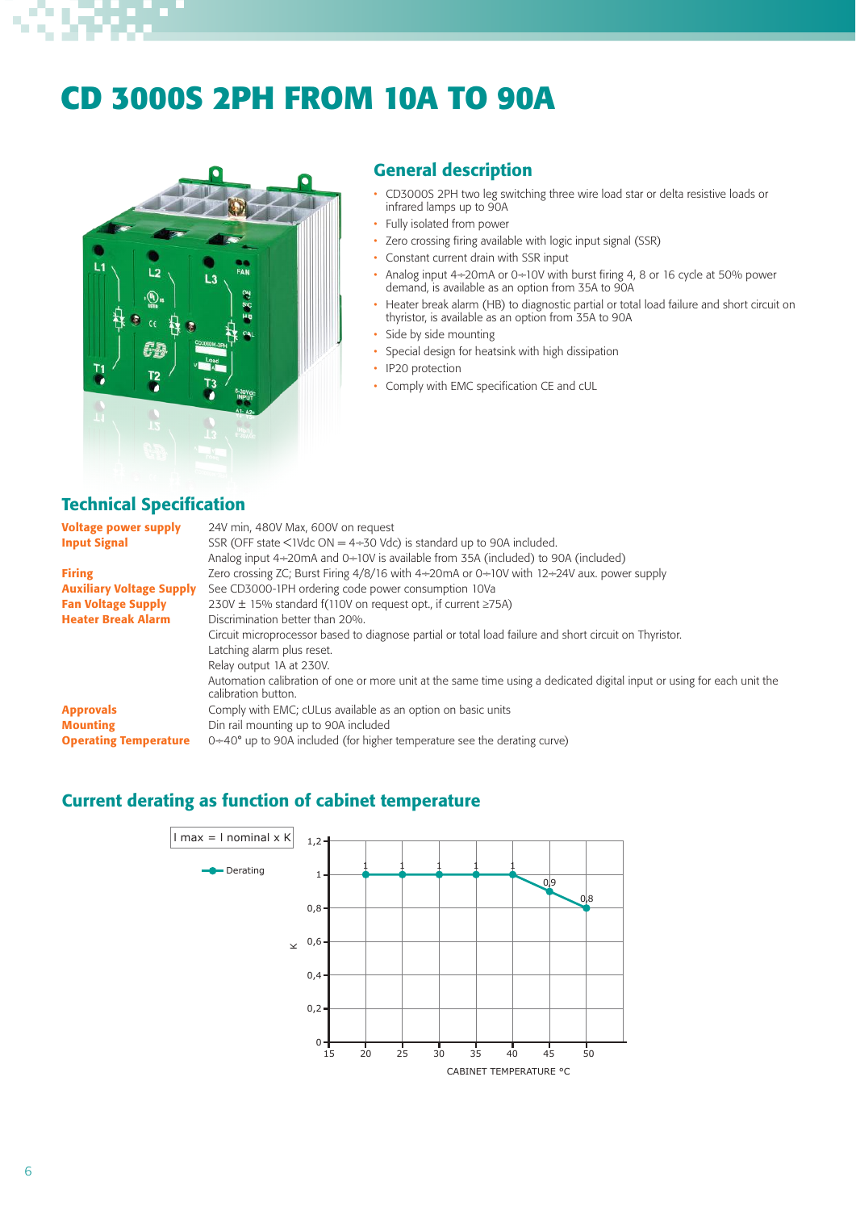# CD 3000S 2PH FROM 10A TO 90A

## General description

- CD3000S 2PH two leg switching three wire load star or delta resistive loads or infrared lamps up to 90A
- Fully isolated from power
- Zero crossing firing available with logic input signal (SSR)
- Constant current drain with SSR input
- Analog input 4÷20mA or 0÷10V with burst firing 4, 8 or 16 cycle at 50% power demand, is available as an option from 35A to 90A
- Heater break alarm (HB) to diagnostic partial or total load failure and short circuit on thyristor, is available as an option from 35A to 90A
- Side by side mounting
- Special design for heatsink with high dissipation
- IP20 protection
- Comply with EMC specification CE and cUL

## Technical Specification

| | |
|---|---|
| **Voltage power supply** | 24V min, 480V Max, 600V on request |
| **Input Signal** | SSR (OFF state <1Vdc ON = 4÷30 Vdc) is standard up to 90A included. |
| | Analog input 4÷20mA and 0÷10V is available from 35A (included) to 90A (included) |
| **Firing** | Zero crossing ZC; Burst Firing 4/8/16 with 4÷20mA or 0÷10V with 12÷24V aux. power supply |
| **Auxiliary Voltage Supply** | See CD3000-1PH ordering code power consumption 10Va |
| **Fan Voltage Supply** | 230V ± 15% standard f(110V on request opt., if current ≥75A) |
| **Heater Break Alarm** | Discrimination better than 20%. |
| | Circuit microprocessor based to diagnose partial or total load failure and short circuit on Thyristor. |
| | Latching alarm plus reset. |
| | Relay output 1A at 230V. |
| | Automation calibration of one or more unit at the same time using a dedicated digital input or using for each unit the calibration button. |
| **Approvals** | Comply with EMC; cULus available as an option on basic units |
| **Mounting** | Din rail mounting up to 90A included |
| **Operating Temperature** | 0÷40° up to 90A included (for higher temperature see the derating curve) |

## Current derating as function of cabinet temperature

I max = I nominal x K

Derating

| Cabinet temperature °C | 20 | 25 | 30 | 35 | 40 | 45 | 50 |
|---|---|---|---|---|---|---|---|
| K | 1 | 1 | 1 | 1 | 1 | 0,9 | 0,8 |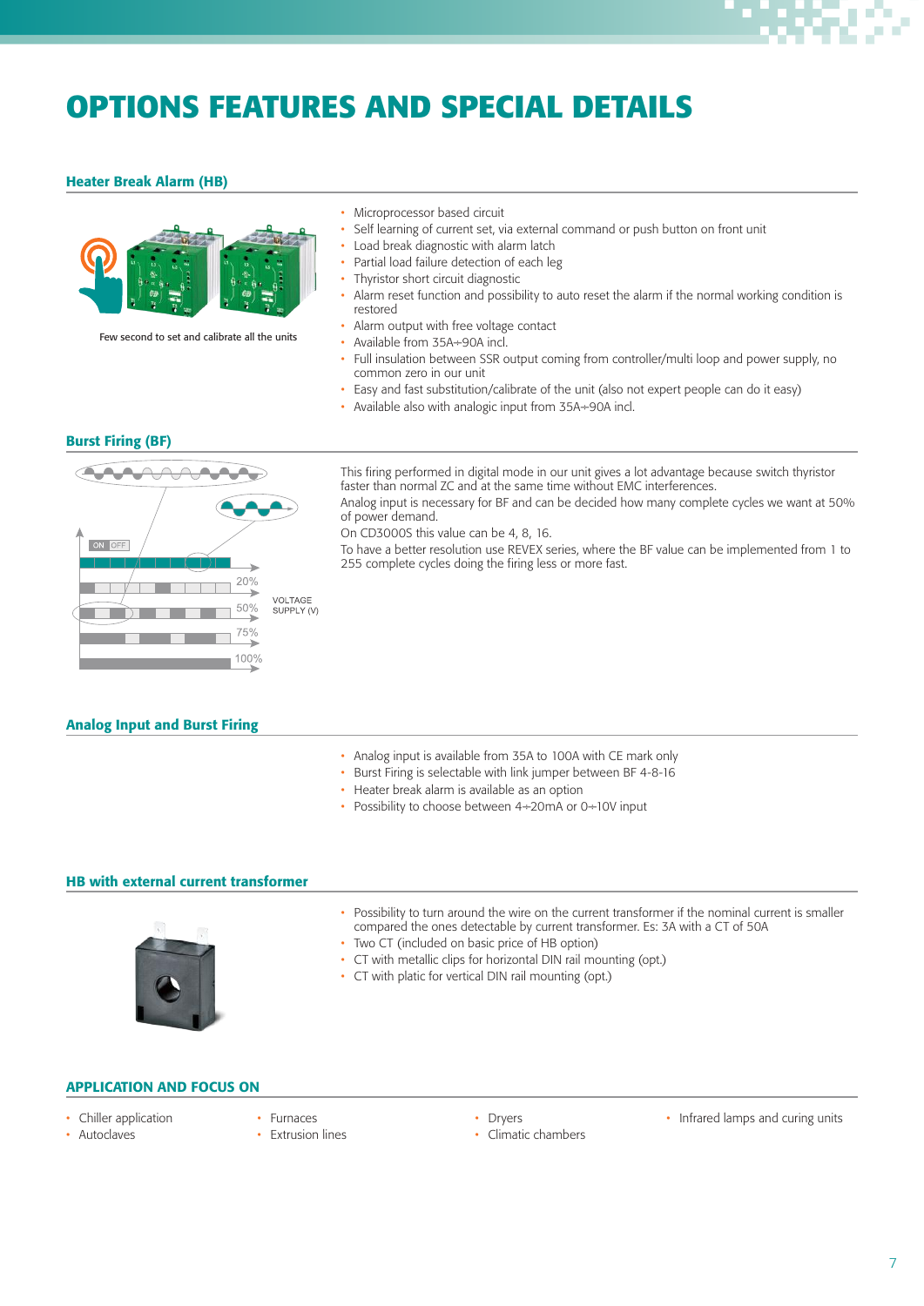# OPTIONS FEATURES AND SPECIAL DETAILS

## Heater Break Alarm (HB)

Few second to set and calibrate all the units

- Microprocessor based circuit
- Self learning of current set, via external command or push button on front unit
- Load break diagnostic with alarm latch
- Partial load failure detection of each leg
- Thyristor short circuit diagnostic
- Alarm reset function and possibility to auto reset the alarm if the normal working condition is restored
- Alarm output with free voltage contact
- Available from 35A÷90A incl.
- Full insulation between SSR output coming from controller/multi loop and power supply, no common zero in our unit
- Easy and fast substitution/calibrate of the unit (also not expert people can do it easy)
- Available also with analogic input from 35A÷90A incl.

## Burst Firing (BF)

ON OFF

20%

50%

75%

100%

VOLTAGE SUPPLY (V)

This firing performed in digital mode in our unit gives a lot advantage because switch thyristor faster than normal ZC and at the same time without EMC interferences.
Analog input is necessary for BF and can be decided how many complete cycles we want at 50% of power demand.
On CD3000S this value can be 4, 8, 16.
To have a better resolution use REVEX series, where the BF value can be implemented from 1 to 255 complete cycles doing the firing less or more fast.

## Analog Input and Burst Firing

- Analog input is available from 35A to 100A with CE mark only
- Burst Firing is selectable with link jumper between BF 4-8-16
- Heater break alarm is available as an option
- Possibility to choose between 4÷20mA or 0÷10V input

## HB with external current transformer

- Possibility to turn around the wire on the current transformer if the nominal current is smaller compared the ones detectable by current transformer. Es: 3A with a CT of 50A
- Two CT (included on basic price of HB option)
- CT with metallic clips for horizontal DIN rail mounting (opt.)
- CT with platic for vertical DIN rail mounting (opt.)

## APPLICATION AND FOCUS ON

- Chiller application
- Autoclaves
- Furnaces
- Extrusion lines
- Dryers
- Climatic chambers
- Infrared lamps and curing units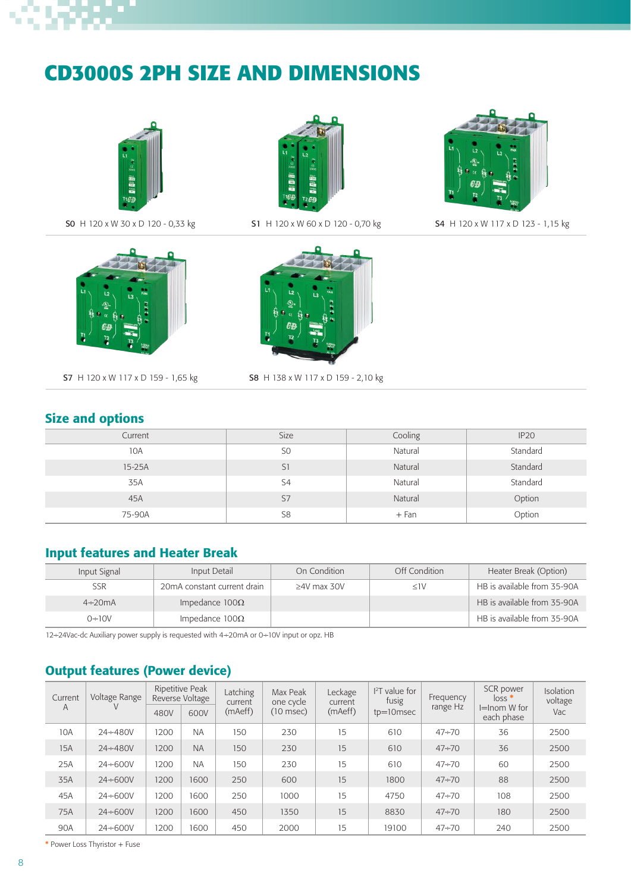# CD3000S 2PH SIZE AND DIMENSIONS

**S0** H 120 x W 30 x D 120 - 0,33 kg

**S1** H 120 x W 60 x D 120 - 0,70 kg

**S4** H 120 x W 117 x D 123 - 1,15 kg

**S7** H 120 x W 117 x D 159 - 1,65 kg

**S8** H 138 x W 117 x D 159 - 2,10 kg

## Size and options

| Current | Size | Cooling | IP20 |
|---|---|---|---|
| 10A | S0 | Natural | Standard |
| 15-25A | S1 | Natural | Standard |
| 35A | S4 | Natural | Standard |
| 45A | S7 | Natural | Option |
| 75-90A | S8 | + Fan | Option |

## Input features and Heater Break

| Input Signal | Input Detail | On Condition | Off Condition | Heater Break (Option) |
|---|---|---|---|---|
| SSR | 20mA constant current drain | ≥4V max 30V | ≤1V | HB is available from 35-90A |
| 4÷20mA | Impedance 100Ω | | | HB is available from 35-90A |
| 0÷10V | Impedance 100Ω | | | HB is available from 35-90A |

12÷24Vac-dc Auxiliary power supply is requested with 4÷20mA or 0÷10V input or opz. HB

## Output features (Power device)

| Current A | Voltage Range V | Ripetitive Peak Reverse Voltage | | Latching current (mAeff) | Max Peak one cycle (10 msec) | Leckage current (mAeff) | I²T value for fusig tp=10msec | Frequency range Hz | SCR power loss * I=Inom W for each phase | Isolation voltage Vac |
|---|---|---|---|---|---|---|---|---|---|---|
| | | 480V | 600V | | | | | | | |
| 10A | 24÷480V | 1200 | NA | 150 | 230 | 15 | 610 | 47÷70 | 36 | 2500 |
| 15A | 24÷480V | 1200 | NA | 150 | 230 | 15 | 610 | 47÷70 | 36 | 2500 |
| 25A | 24÷600V | 1200 | NA | 150 | 230 | 15 | 610 | 47÷70 | 60 | 2500 |
| 35A | 24÷600V | 1200 | 1600 | 250 | 600 | 15 | 1800 | 47÷70 | 88 | 2500 |
| 45A | 24÷600V | 1200 | 1600 | 250 | 1000 | 15 | 4750 | 47÷70 | 108 | 2500 |
| 75A | 24÷600V | 1200 | 1600 | 450 | 1350 | 15 | 8830 | 47÷70 | 180 | 2500 |
| 90A | 24÷600V | 1200 | 1600 | 450 | 2000 | 15 | 19100 | 47÷70 | 240 | 2500 |

* Power Loss Thyristor + Fuse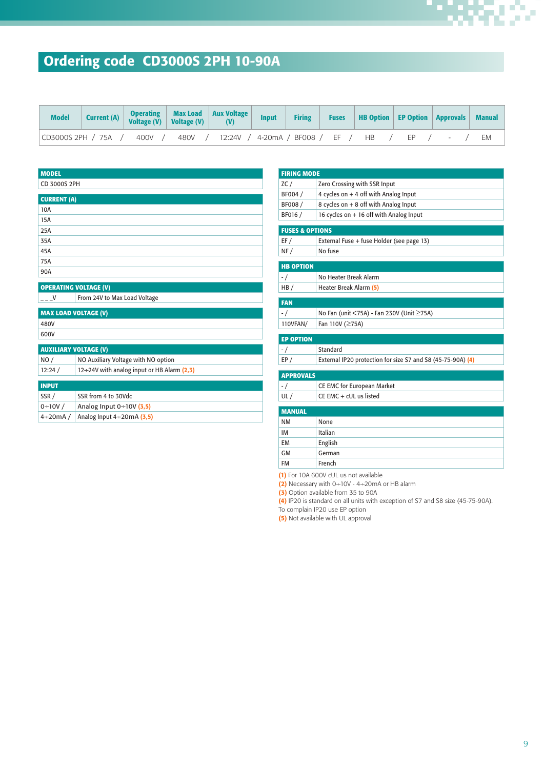# Ordering code CD3000S 2PH 10-90A

| Model | Current (A) | Operating Voltage (V) | Max Load Voltage (V) | Aux Voltage (V) | Input | Firing | Fuses | HB Option | EP Option | Approvals | Manual |
|---|---|---|---|---|---|---|---|---|---|---|---|
| CD3000S 2PH / | 75A / | 400V / | 480V / | 12:24V / | 4-20mA / | BF008 / | EF / | HB / | EP / | - / | EM |

| MODEL | |
|---|---|
| CD 3000S 2PH | |

| CURRENT (A) |
|---|
| 10A |
| 15A |
| 25A |
| 35A |
| 45A |
| 75A |
| 90A |

| OPERATING VOLTAGE (V) | |
|---|---|
| _ _ _V | From 24V to Max Load Voltage |

| MAX LOAD VOLTAGE (V) |
|---|
| 480V |
| 600V |

| AUXILIARY VOLTAGE (V) | |
|---|---|
| NO / | NO Auxiliary Voltage with NO option |
| 12:24 / | 12÷24V with analog input or HB Alarm (2,3) |

| INPUT | |
|---|---|
| SSR / | SSR from 4 to 30Vdc |
| 0÷10V / | Analog Input 0÷10V (3,5) |
| 4÷20mA / | Analog Input 4÷20mA (3,5) |

| FIRING MODE | |
|---|---|
| ZC / | Zero Crossing with SSR Input |
| BF004 / | 4 cycles on + 4 off with Analog Input |
| BF008 / | 8 cycles on + 8 off with Analog Input |
| BF016 / | 16 cycles on + 16 off with Analog Input |

| FUSES & OPTIONS | |
|---|---|
| EF / | External Fuse + fuse Holder (see page 13) |
| NF / | No fuse |

| HB OPTION | |
|---|---|
| - / | No Heater Break Alarm |
| HB / | Heater Break Alarm (5) |

| FAN | |
|---|---|
| - / | No Fan (unit <75A) - Fan 230V (Unit ≥75A) |
| 110VFAN/ | Fan 110V (≥75A) |

| EP OPTION | |
|---|---|
| - / | Standard |
| EP / | External IP20 protection for size S7 and S8 (45-75-90A) (4) |

| APPROVALS | |
|---|---|
| - / | CE EMC for European Market |
| UL / | CE EMC + cUL us listed |

| MANUAL | |
|---|---|
| NM | None |
| IM | Italian |
| EM | English |
| GM | German |
| FM | French |

(1) For 10A 600V cUL us not available
(2) Necessary with 0÷10V - 4÷20mA or HB alarm
(3) Option available from 35 to 90A
(4) IP20 is standard on all units with exception of S7 and S8 size (45-75-90A).
To complain IP20 use EP option
(5) Not available with UL approval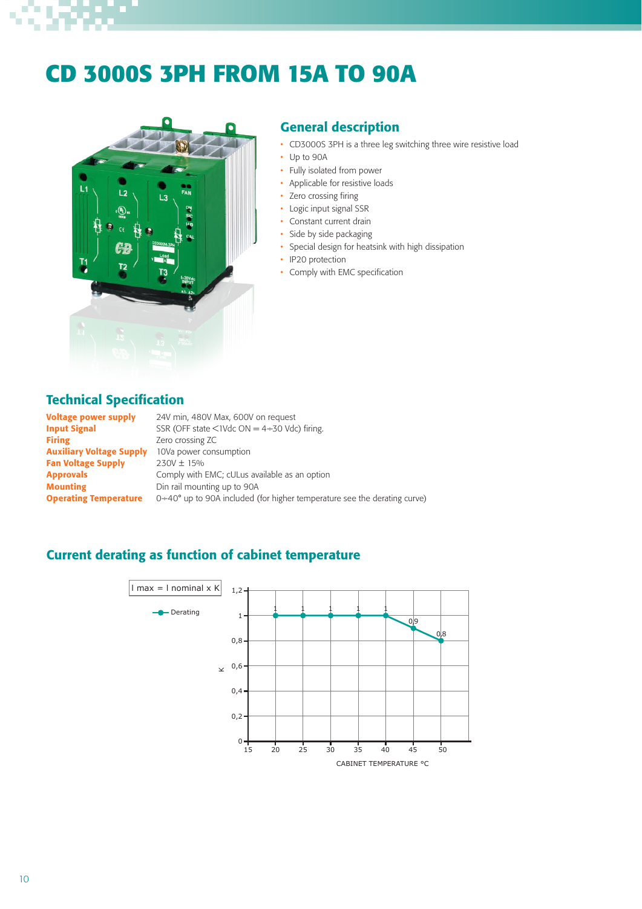# CD 3000S 3PH FROM 15A TO 90A

## General description

- CD3000S 3PH is a three leg switching three wire resistive load
- Up to 90A
- Fully isolated from power
- Applicable for resistive loads
- Zero crossing firing
- Logic input signal SSR
- Constant current drain
- Side by side packaging
- Special design for heatsink with high dissipation
- IP20 protection
- Comply with EMC specification

## Technical Specification

| | |
|---|---|
| **Voltage power supply** | 24V min, 480V Max, 600V on request |
| **Input Signal** | SSR (OFF state <1Vdc ON = 4÷30 Vdc) firing. |
| **Firing** | Zero crossing ZC |
| **Auxiliary Voltage Supply** | 10Va power consumption |
| **Fan Voltage Supply** | 230V ± 15% |
| **Approvals** | Comply with EMC; cULus available as an option |
| **Mounting** | Din rail mounting up to 90A |
| **Operating Temperature** | 0÷40° up to 90A included (for higher temperature see the derating curve) |

## Current derating as function of cabinet temperature

I max = I nominal x K

| Cabinet temperature °C | 20 | 25 | 30 | 35 | 40 | 45 | 50 |
|---|---|---|---|---|---|---|---|
| K (Derating) | 1 | 1 | 1 | 1 | 1 | 0,9 | 0,8 |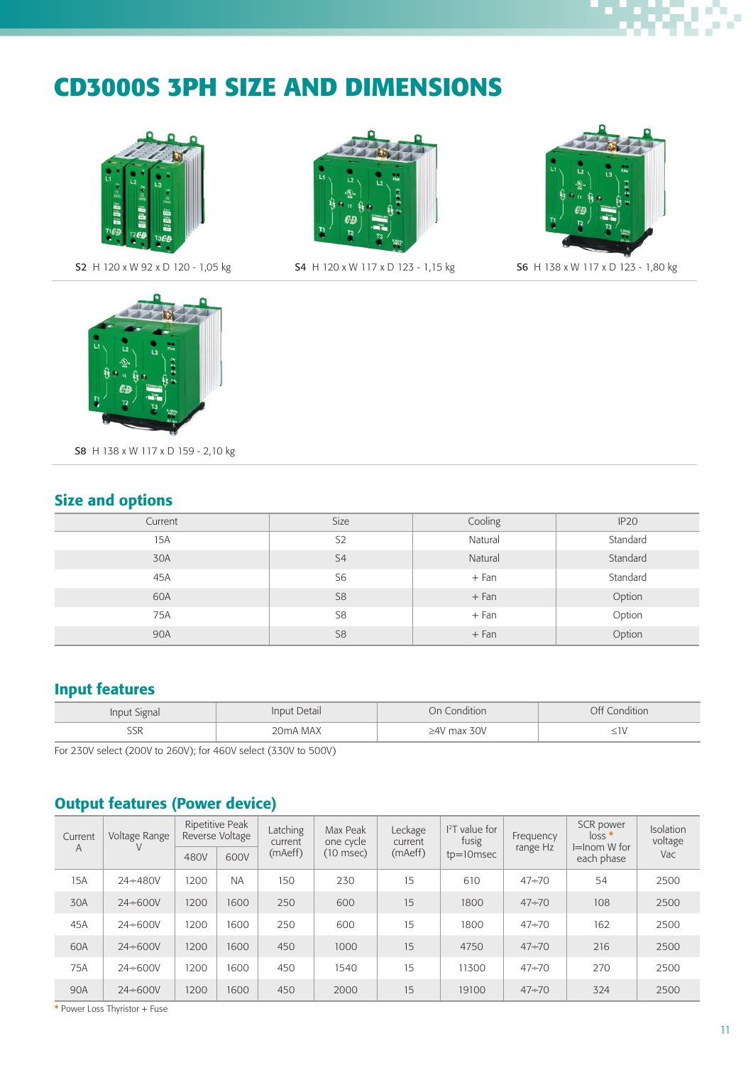# CD3000S 3PH SIZE AND DIMENSIONS

**S2** H 120 x W 92 x D 120 - 1,05 kg

**S4** H 120 x W 117 x D 123 - 1,15 kg

**S6** H 138 x W 117 x D 123 - 1,80 kg

**S8** H 138 x W 117 x D 159 - 2,10 kg

## Size and options

| Current | Size | Cooling | IP20 |
|---|---|---|---|
| 15A | S2 | Natural | Standard |
| 30A | S4 | Natural | Standard |
| 45A | S6 | + Fan | Standard |
| 60A | S8 | + Fan | Option |
| 75A | S8 | + Fan | Option |
| 90A | S8 | + Fan | Option |

## Input features

| Input Signal | Input Detail | On Condition | Off Condition |
|---|---|---|---|
| SSR | 20mA MAX | ≥4V max 30V | ≤1V |

For 230V select (200V to 260V); for 460V select (330V to 500V)

## Output features (Power device)

| Current A | Voltage Range V | Ripetitive Peak Reverse Voltage | | Latching current (mAeff) | Max Peak one cycle (10 msec) | Leckage current (mAeff) | $I^2T$ value for fusig tp=10msec | Frequency range Hz | SCR power loss * I=Inom W for each phase | Isolation voltage Vac |
|---|---|---|---|---|---|---|---|---|---|---|
| | | 480V | 600V | | | | | | | |
| 15A | 24÷480V | 1200 | NA | 150 | 230 | 15 | 610 | 47÷70 | 54 | 2500 |
| 30A | 24÷600V | 1200 | 1600 | 250 | 600 | 15 | 1800 | 47÷70 | 108 | 2500 |
| 45A | 24÷600V | 1200 | 1600 | 250 | 600 | 15 | 1800 | 47÷70 | 162 | 2500 |
| 60A | 24÷600V | 1200 | 1600 | 450 | 1000 | 15 | 4750 | 47÷70 | 216 | 2500 |
| 75A | 24÷600V | 1200 | 1600 | 450 | 1540 | 15 | 11300 | 47÷70 | 270 | 2500 |
| 90A | 24÷600V | 1200 | 1600 | 450 | 2000 | 15 | 19100 | 47÷70 | 324 | 2500 |

* Power Loss Thyristor + Fuse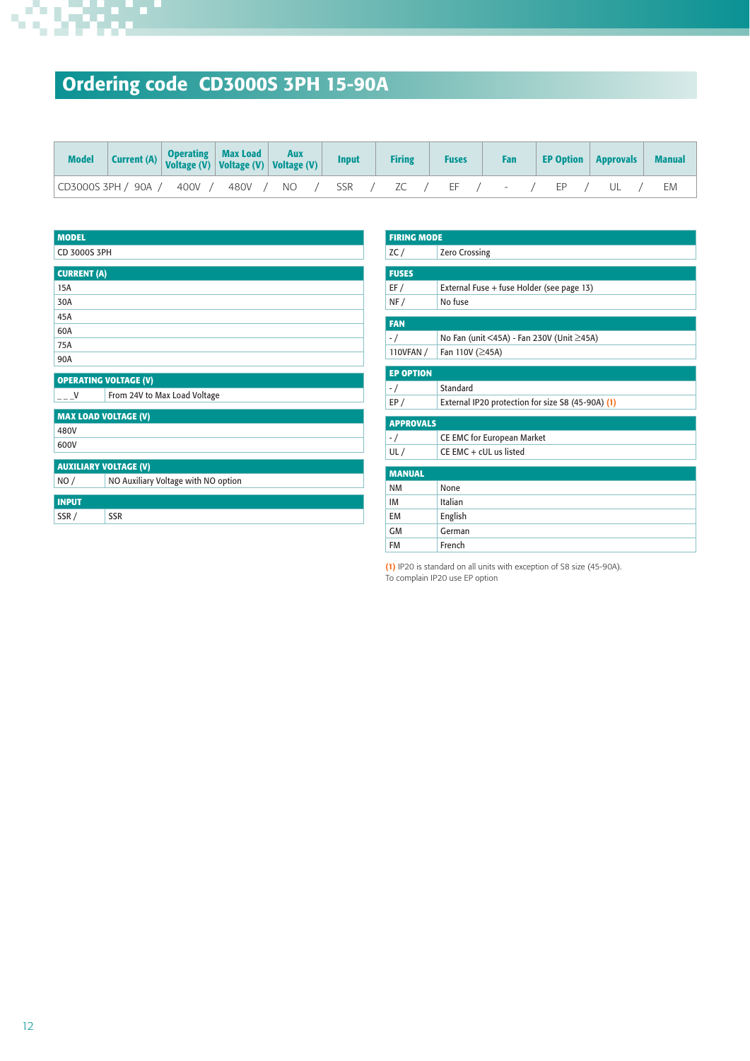# Ordering code CD3000S 3PH 15-90A

| Model | Current (A) | Operating Voltage (V) | Max Load Voltage (V) | Aux Voltage (V) | Input | Firing | Fuses | Fan | EP Option | Approvals | Manual |
|---|---|---|---|---|---|---|---|---|---|---|---|
| CD3000S 3PH / | 90A / | 400V / | 480V / | NO / | SSR / | ZC / | EF / | - / | EP / | UL / | EM |

| MODEL | |
|---|---|
| CD 3000S 3PH | |

| CURRENT (A) |
|---|
| 15A |
| 30A |
| 45A |
| 60A |
| 75A |
| 90A |

| OPERATING VOLTAGE (V) | |
|---|---|
| _ _ _V | From 24V to Max Load Voltage |

| MAX LOAD VOLTAGE (V) |
|---|
| 480V |
| 600V |

| AUXILIARY VOLTAGE (V) | |
|---|---|
| NO / | NO Auxiliary Voltage with NO option |

| INPUT | |
|---|---|
| SSR / | SSR |

| FIRING MODE | |
|---|---|
| ZC / | Zero Crossing |

| FUSES | |
|---|---|
| EF / | External Fuse + fuse Holder (see page 13) |
| NF / | No fuse |

| FAN | |
|---|---|
| - / | No Fan (unit <45A) - Fan 230V (Unit ≥45A) |
| 110VFAN / | Fan 110V (≥45A) |

| EP OPTION | |
|---|---|
| - / | Standard |
| EP / | External IP20 protection for size S8 (45-90A) (1) |

| APPROVALS | |
|---|---|
| - / | CE EMC for European Market |
| UL / | CE EMC + cUL us listed |

| MANUAL | |
|---|---|
| NM | None |
| IM | Italian |
| EM | English |
| GM | German |
| FM | French |

(1) IP20 is standard on all units with exception of S8 size (45-90A).
To complain IP20 use EP option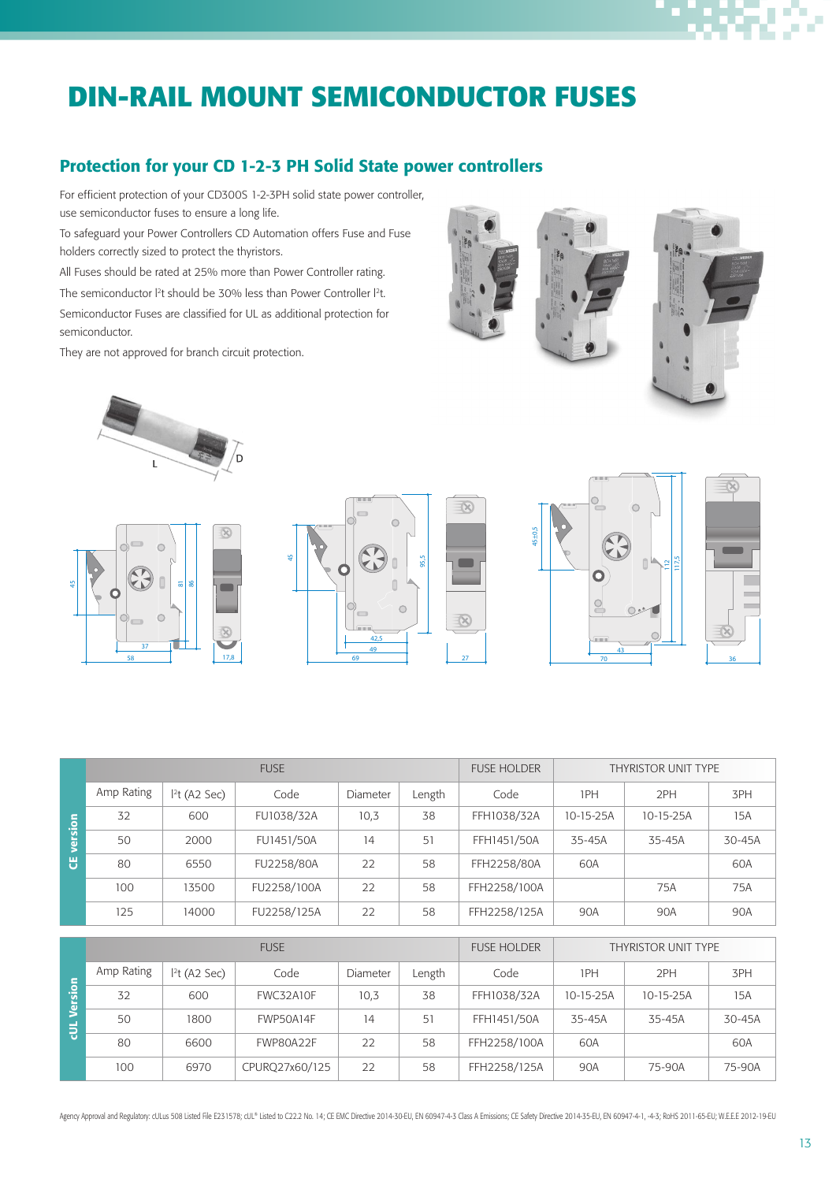# DIN-RAIL MOUNT SEMICONDUCTOR FUSES

## Protection for your CD 1-2-3 PH Solid State power controllers

For efficient protection of your CD300S 1-2-3PH solid state power controller, use semiconductor fuses to ensure a long life.

To safeguard your Power Controllers CD Automation offers Fuse and Fuse holders correctly sized to protect the thyristors.

All Fuses should be rated at 25% more than Power Controller rating.

The semiconductor $I^2t$ should be 30% less than Power Controller $I^2t$.

Semiconductor Fuses are classified for UL as additional protection for semiconductor.

They are not approved for branch circuit protection.

**CE version**

| FUSE | | | | | FUSE HOLDER | THYRISTOR UNIT TYPE | | |
|---|---|---|---|---|---|---|---|---|
| Amp Rating | $I^2t$ (A2 Sec) | Code | Diameter | Length | Code | 1PH | 2PH | 3PH |
| 32 | 600 | FU1038/32A | 10,3 | 38 | FFH1038/32A | 10-15-25A | 10-15-25A | 15A |
| 50 | 2000 | FU1451/50A | 14 | 51 | FFH1451/50A | 35-45A | 35-45A | 30-45A |
| 80 | 6550 | FU2258/80A | 22 | 58 | FFH2258/80A | 60A | | 60A |
| 100 | 13500 | FU2258/100A | 22 | 58 | FFH2258/100A | | 75A | 75A |
| 125 | 14000 | FU2258/125A | 22 | 58 | FFH2258/125A | 90A | 90A | 90A |

**cUL Version**

| FUSE | | | | | FUSE HOLDER | THYRISTOR UNIT TYPE | | |
|---|---|---|---|---|---|---|---|---|
| Amp Rating | $I^2t$ (A2 Sec) | Code | Diameter | Length | Code | 1PH | 2PH | 3PH |
| 32 | 600 | FWC32A10F | 10,3 | 38 | FFH1038/32A | 10-15-25A | 10-15-25A | 15A |
| 50 | 1800 | FWP50A14F | 14 | 51 | FFH1451/50A | 35-45A | 35-45A | 30-45A |
| 80 | 6600 | FWP80A22F | 22 | 58 | FFH2258/100A | 60A | | 60A |
| 100 | 6970 | CPURQ27x60/125 | 22 | 58 | FFH2258/125A | 90A | 75-90A | 75-90A |

Agency Approval and Regulatory: cULus 508 Listed File E231578; cUL® Listed to C22.2 No. 14; CE EMC Directive 2014-30-EU, EN 60947-4-3 Class A Emissions; CE Safety Directive 2014-35-EU, EN 60947-4-1, -4-3; RoHS 2011-65-EU; W.E.E.E 2012-19-EU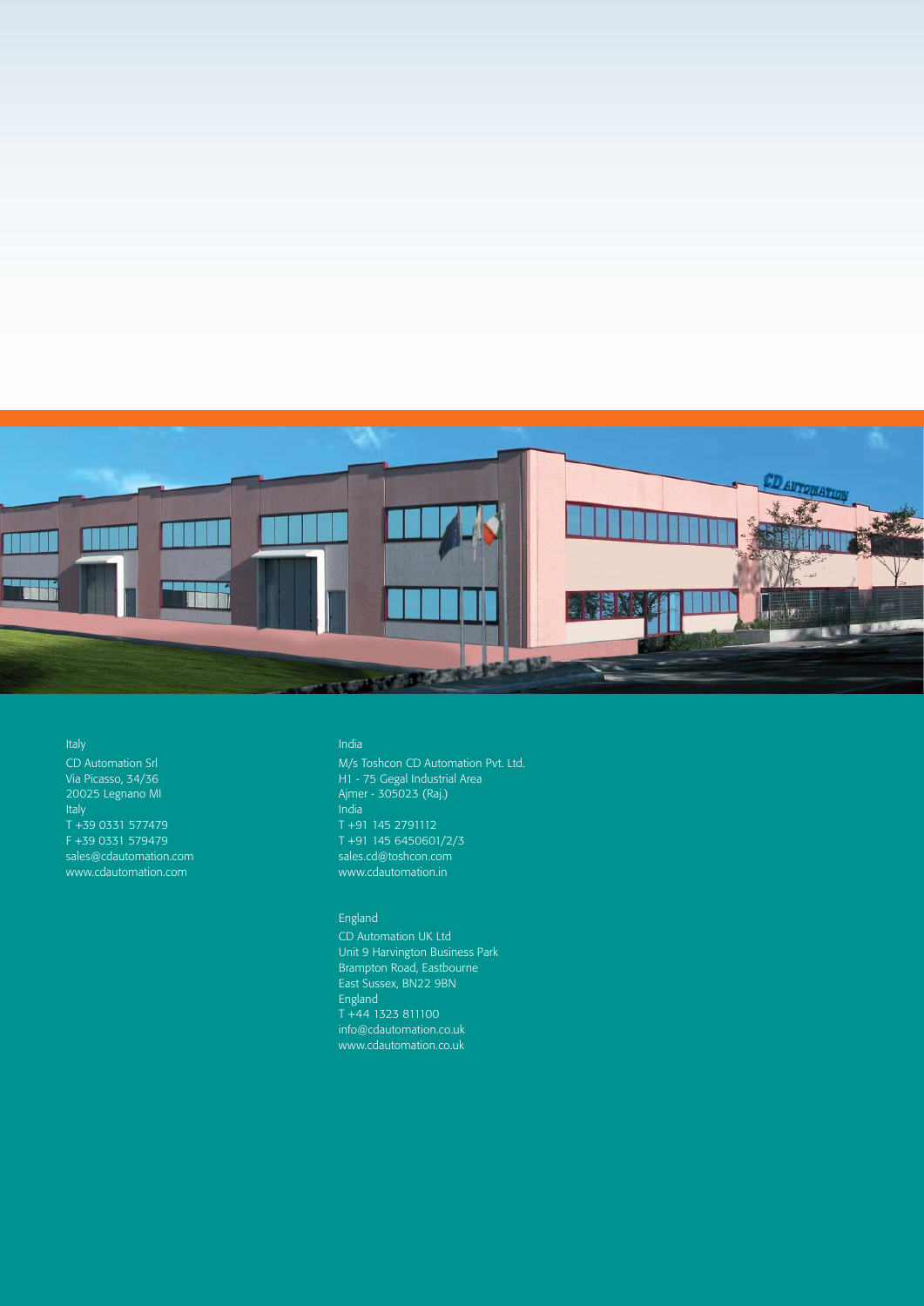Italy

CD Automation Srl
Via Picasso, 34/36
20025 Legnano MI
Italy
T +39 0331 577479
F +39 0331 579479
sales@cdautomation.com
www.cdautomation.com

India

M/s Toshcon CD Automation Pvt. Ltd.
H1 - 75 Gegal Industrial Area
Ajmer - 305023 (Raj.)
India
T +91 145 2791112
T +91 145 6450601/2/3
sales.cd@toshcon.com
www.cdautomation.in

England

CD Automation UK Ltd
Unit 9 Harvington Business Park
Brampton Road, Eastbourne
East Sussex, BN22 9BN
England
T +44 1323 811100
info@cdautomation.co.uk
www.cdautomation.co.uk